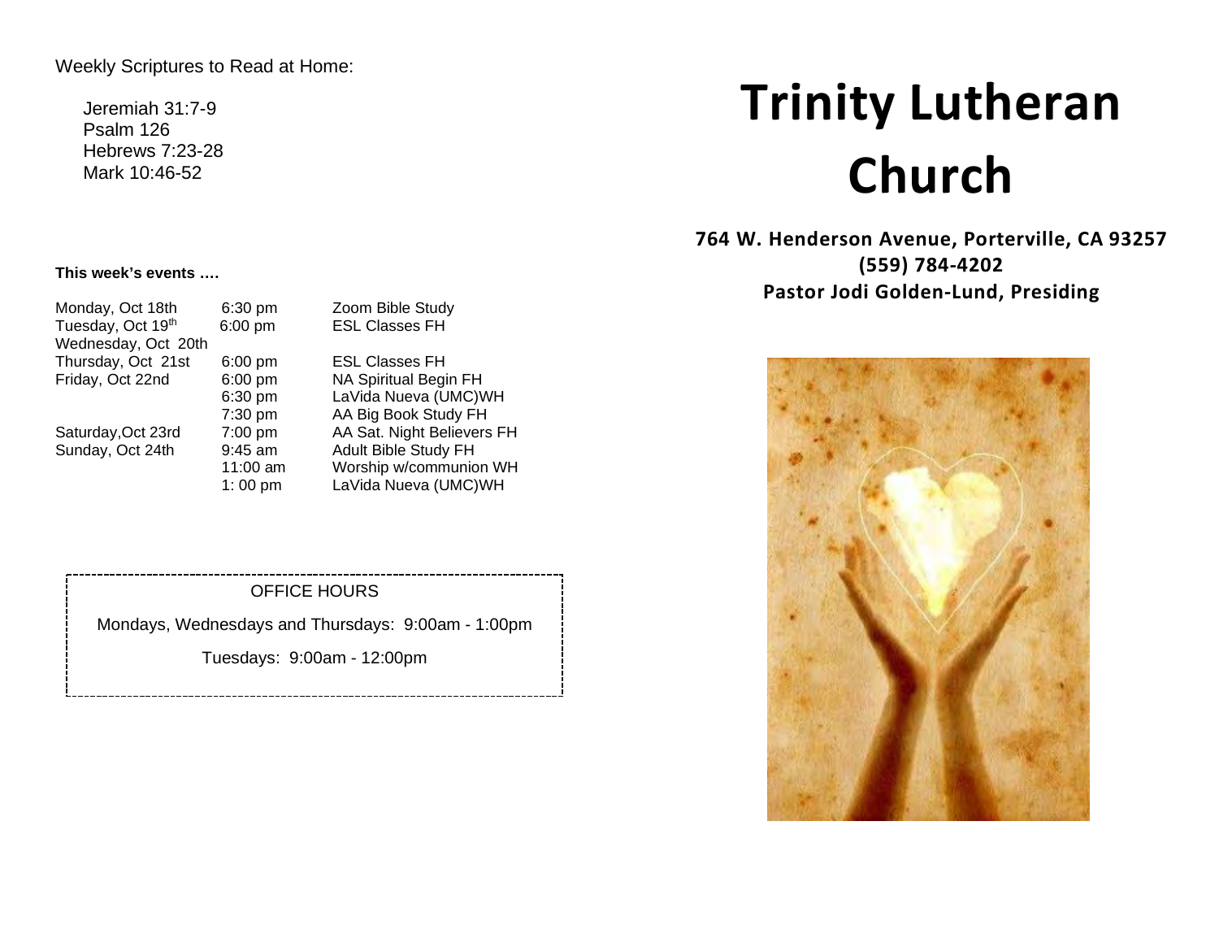Weekly Scriptures to Read at Home:

Jeremiah 31:7-9
Psalm 126
Hebrews 7:23-28
Mark 10:46-52

**This week's events ….**

| | | |
|---|---|---|
| Monday, Oct 18th | 6:30 pm | Zoom Bible Study |
| Tuesday, Oct 19th | 6:00 pm | ESL Classes FH |
| Wednesday, Oct 20th | | |
| Thursday, Oct 21st | 6:00 pm | ESL Classes FH |
| Friday, Oct 22nd | 6:00 pm | NA Spiritual Begin FH |
| | 6:30 pm | LaVida Nueva (UMC)WH |
| | 7:30 pm | AA Big Book Study FH |
| Saturday,Oct 23rd | 7:00 pm | AA Sat. Night Believers FH |
| Sunday, Oct 24th | 9:45 am | Adult Bible Study FH |
| | 11:00 am | Worship w/communion WH |
| | 1: 00 pm | LaVida Nueva (UMC)WH |

OFFICE HOURS

Mondays, Wednesdays and Thursdays: 9:00am - 1:00pm

Tuesdays: 9:00am - 12:00pm

# Trinity Lutheran Church

**764 W. Henderson Avenue, Porterville, CA 93257**
**(559) 784-4202**
**Pastor Jodi Golden-Lund, Presiding**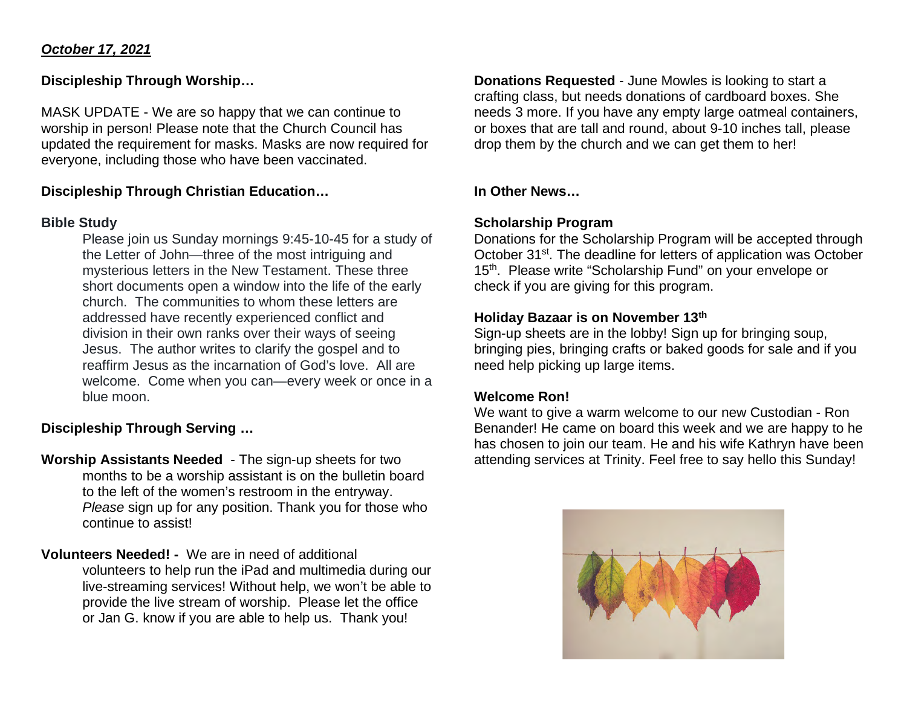***October 17, 2021***

**Discipleship Through Worship…**

MASK UPDATE - We are so happy that we can continue to worship in person! Please note that the Church Council has updated the requirement for masks. Masks are now required for everyone, including those who have been vaccinated.

**Discipleship Through Christian Education…**

**Bible Study**

Please join us Sunday mornings 9:45-10-45 for a study of the Letter of John—three of the most intriguing and mysterious letters in the New Testament. These three short documents open a window into the life of the early church. The communities to whom these letters are addressed have recently experienced conflict and division in their own ranks over their ways of seeing Jesus. The author writes to clarify the gospel and to reaffirm Jesus as the incarnation of God's love. All are welcome. Come when you can—every week or once in a blue moon.

**Discipleship Through Serving …**

**Worship Assistants Needed** - The sign-up sheets for two months to be a worship assistant is on the bulletin board to the left of the women's restroom in the entryway. *Please* sign up for any position. Thank you for those who continue to assist!

**Volunteers Needed! -** We are in need of additional volunteers to help run the iPad and multimedia during our live-streaming services! Without help, we won't be able to provide the live stream of worship. Please let the office or Jan G. know if you are able to help us. Thank you!

**Donations Requested** - June Mowles is looking to start a crafting class, but needs donations of cardboard boxes. She needs 3 more. If you have any empty large oatmeal containers, or boxes that are tall and round, about 9-10 inches tall, please drop them by the church and we can get them to her!

**In Other News…**

**Scholarship Program**

Donations for the Scholarship Program will be accepted through October 31st. The deadline for letters of application was October 15th. Please write "Scholarship Fund" on your envelope or check if you are giving for this program.

**Holiday Bazaar is on November 13th**

Sign-up sheets are in the lobby! Sign up for bringing soup, bringing pies, bringing crafts or baked goods for sale and if you need help picking up large items.

**Welcome Ron!**

We want to give a warm welcome to our new Custodian - Ron Benander! He came on board this week and we are happy to he has chosen to join our team. He and his wife Kathryn have been attending services at Trinity. Feel free to say hello this Sunday!